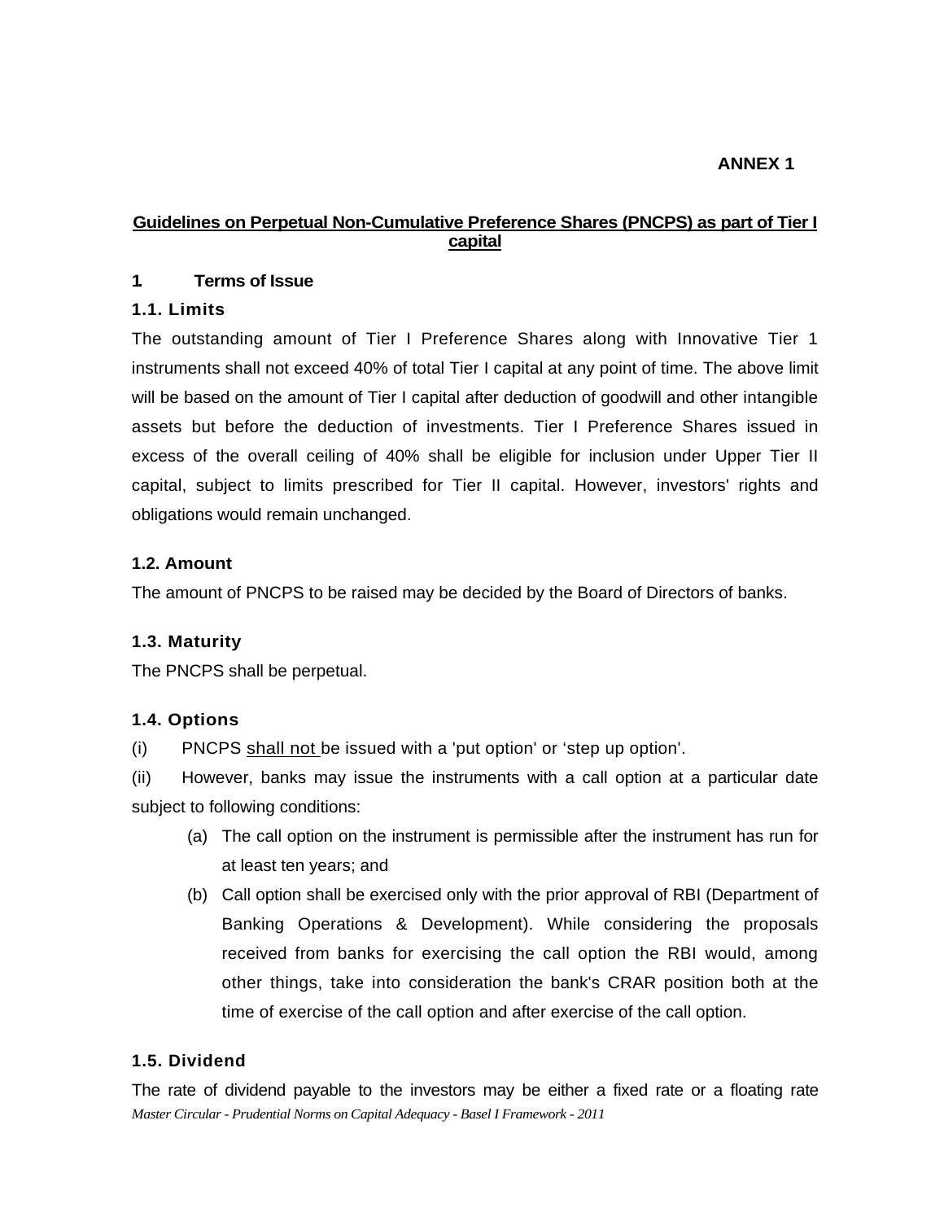**ANNEX 1**

## Guidelines on Perpetual Non-Cumulative Preference Shares (PNCPS) as part of Tier I capital

### 1. Terms of Issue

#### 1.1. Limits

The outstanding amount of Tier I Preference Shares along with Innovative Tier 1 instruments shall not exceed 40% of total Tier I capital at any point of time. The above limit will be based on the amount of Tier I capital after deduction of goodwill and other intangible assets but before the deduction of investments. Tier I Preference Shares issued in excess of the overall ceiling of 40% shall be eligible for inclusion under Upper Tier II capital, subject to limits prescribed for Tier II capital. However, investors' rights and obligations would remain unchanged.

#### 1.2. Amount

The amount of PNCPS to be raised may be decided by the Board of Directors of banks.

#### 1.3. Maturity

The PNCPS shall be perpetual.

#### 1.4. Options

(i) PNCPS shall not be issued with a 'put option' or 'step up option'.

(ii) However, banks may issue the instruments with a call option at a particular date subject to following conditions:

(a) The call option on the instrument is permissible after the instrument has run for at least ten years; and

(b) Call option shall be exercised only with the prior approval of RBI (Department of Banking Operations & Development). While considering the proposals received from banks for exercising the call option the RBI would, among other things, take into consideration the bank's CRAR position both at the time of exercise of the call option and after exercise of the call option.

#### 1.5. Dividend

The rate of dividend payable to the investors may be either a fixed rate or a floating rate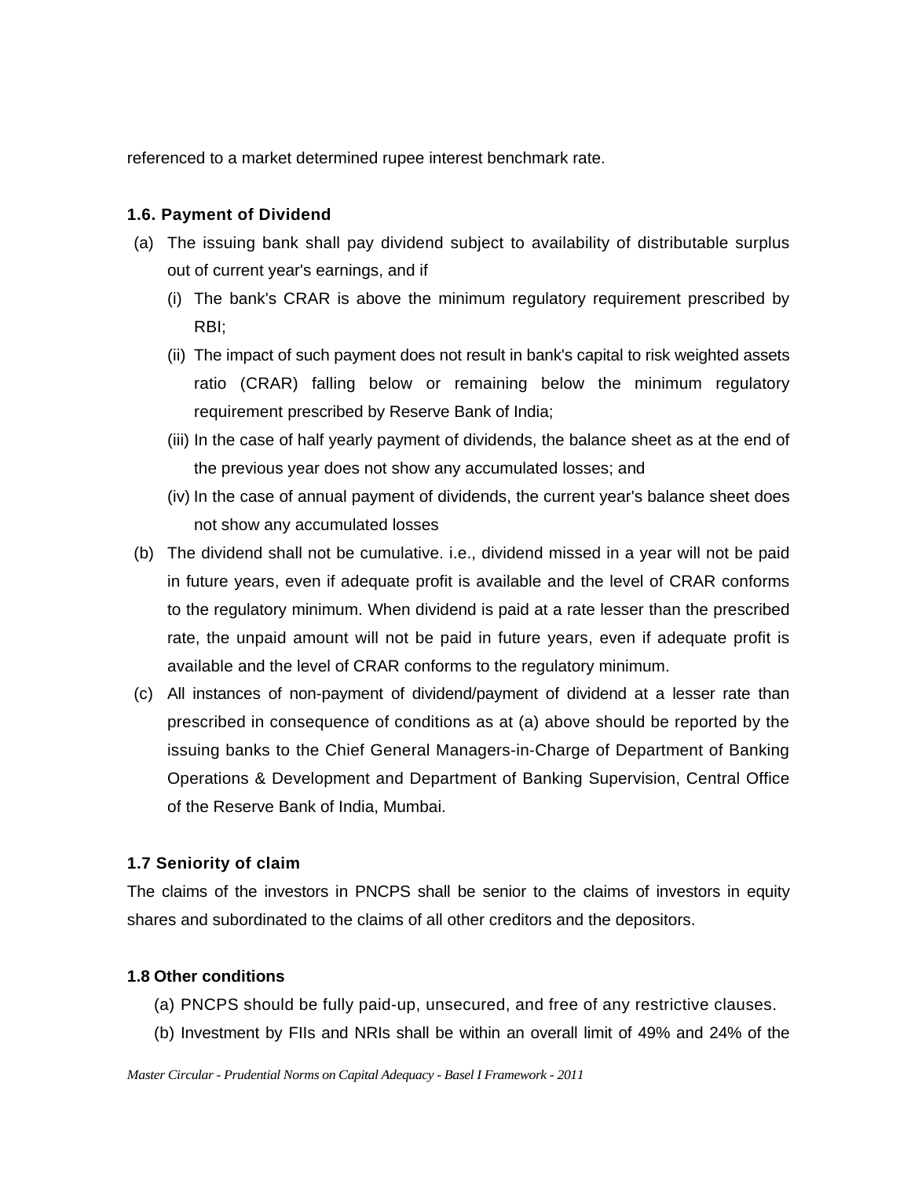referenced to a market determined rupee interest benchmark rate.

### 1.6. Payment of Dividend

(a) The issuing bank shall pay dividend subject to availability of distributable surplus out of current year's earnings, and if

   (i) The bank's CRAR is above the minimum regulatory requirement prescribed by RBI;

   (ii) The impact of such payment does not result in bank's capital to risk weighted assets ratio (CRAR) falling below or remaining below the minimum regulatory requirement prescribed by Reserve Bank of India;

   (iii) In the case of half yearly payment of dividends, the balance sheet as at the end of the previous year does not show any accumulated losses; and

   (iv) In the case of annual payment of dividends, the current year's balance sheet does not show any accumulated losses

(b) The dividend shall not be cumulative. i.e., dividend missed in a year will not be paid in future years, even if adequate profit is available and the level of CRAR conforms to the regulatory minimum. When dividend is paid at a rate lesser than the prescribed rate, the unpaid amount will not be paid in future years, even if adequate profit is available and the level of CRAR conforms to the regulatory minimum.

(c) All instances of non-payment of dividend/payment of dividend at a lesser rate than prescribed in consequence of conditions as at (a) above should be reported by the issuing banks to the Chief General Managers-in-Charge of Department of Banking Operations & Development and Department of Banking Supervision, Central Office of the Reserve Bank of India, Mumbai.

### 1.7 Seniority of claim

The claims of the investors in PNCPS shall be senior to the claims of investors in equity shares and subordinated to the claims of all other creditors and the depositors.

### 1.8 Other conditions

(a) PNCPS should be fully paid-up, unsecured, and free of any restrictive clauses.

(b) Investment by FIIs and NRIs shall be within an overall limit of 49% and 24% of the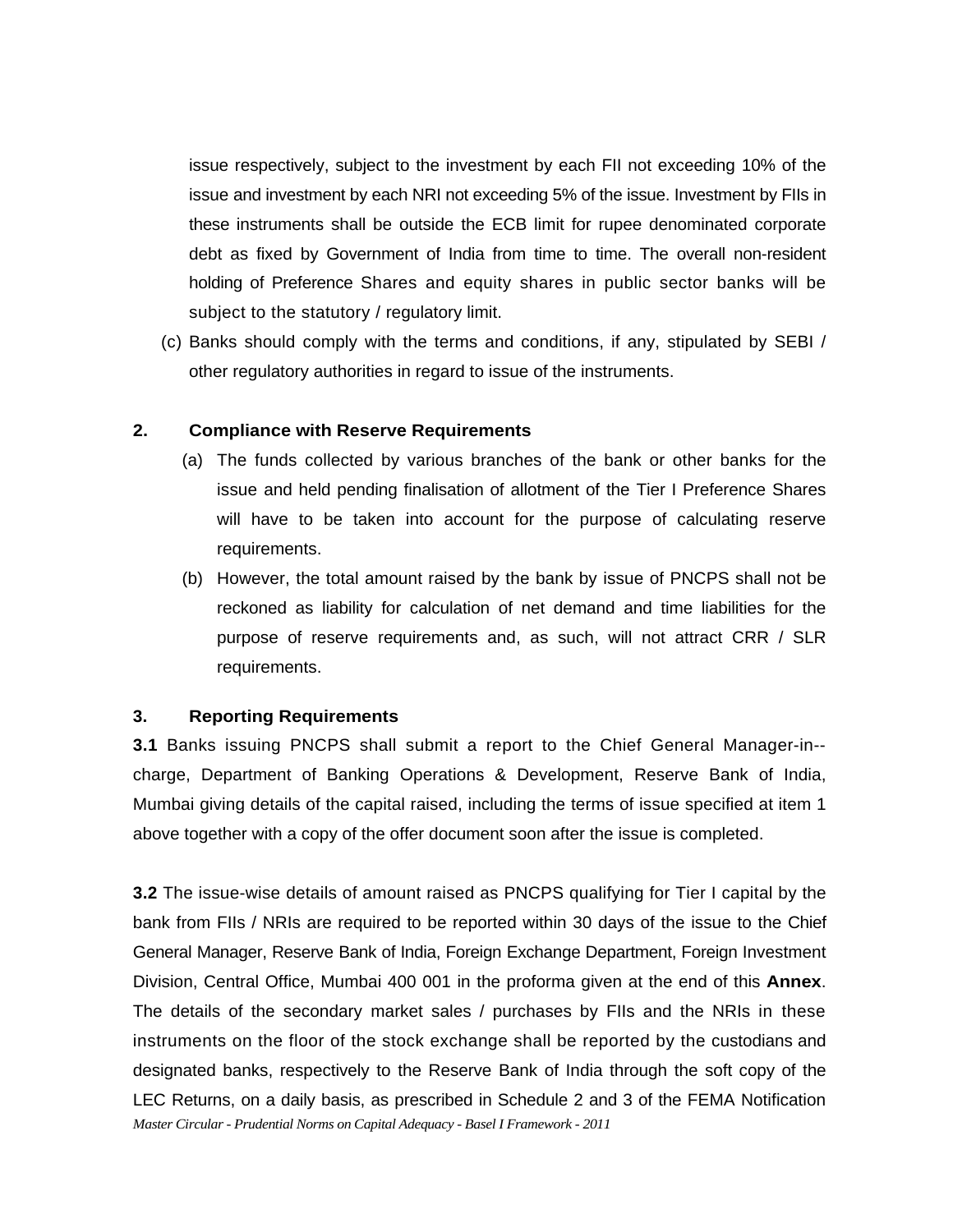issue respectively, subject to the investment by each FII not exceeding 10% of the issue and investment by each NRI not exceeding 5% of the issue. Investment by FIIs in these instruments shall be outside the ECB limit for rupee denominated corporate debt as fixed by Government of India from time to time. The overall non-resident holding of Preference Shares and equity shares in public sector banks will be subject to the statutory / regulatory limit.

(c) Banks should comply with the terms and conditions, if any, stipulated by SEBI / other regulatory authorities in regard to issue of the instruments.

**2. Compliance with Reserve Requirements**

(a) The funds collected by various branches of the bank or other banks for the issue and held pending finalisation of allotment of the Tier I Preference Shares will have to be taken into account for the purpose of calculating reserve requirements.

(b) However, the total amount raised by the bank by issue of PNCPS shall not be reckoned as liability for calculation of net demand and time liabilities for the purpose of reserve requirements and, as such, will not attract CRR / SLR requirements.

**3. Reporting Requirements**

**3.1** Banks issuing PNCPS shall submit a report to the Chief General Manager-in--charge, Department of Banking Operations & Development, Reserve Bank of India, Mumbai giving details of the capital raised, including the terms of issue specified at item 1 above together with a copy of the offer document soon after the issue is completed.

**3.2** The issue-wise details of amount raised as PNCPS qualifying for Tier I capital by the bank from FIIs / NRIs are required to be reported within 30 days of the issue to the Chief General Manager, Reserve Bank of India, Foreign Exchange Department, Foreign Investment Division, Central Office, Mumbai 400 001 in the proforma given at the end of this **Annex**. The details of the secondary market sales / purchases by FIIs and the NRIs in these instruments on the floor of the stock exchange shall be reported by the custodians and designated banks, respectively to the Reserve Bank of India through the soft copy of the LEC Returns, on a daily basis, as prescribed in Schedule 2 and 3 of the FEMA Notification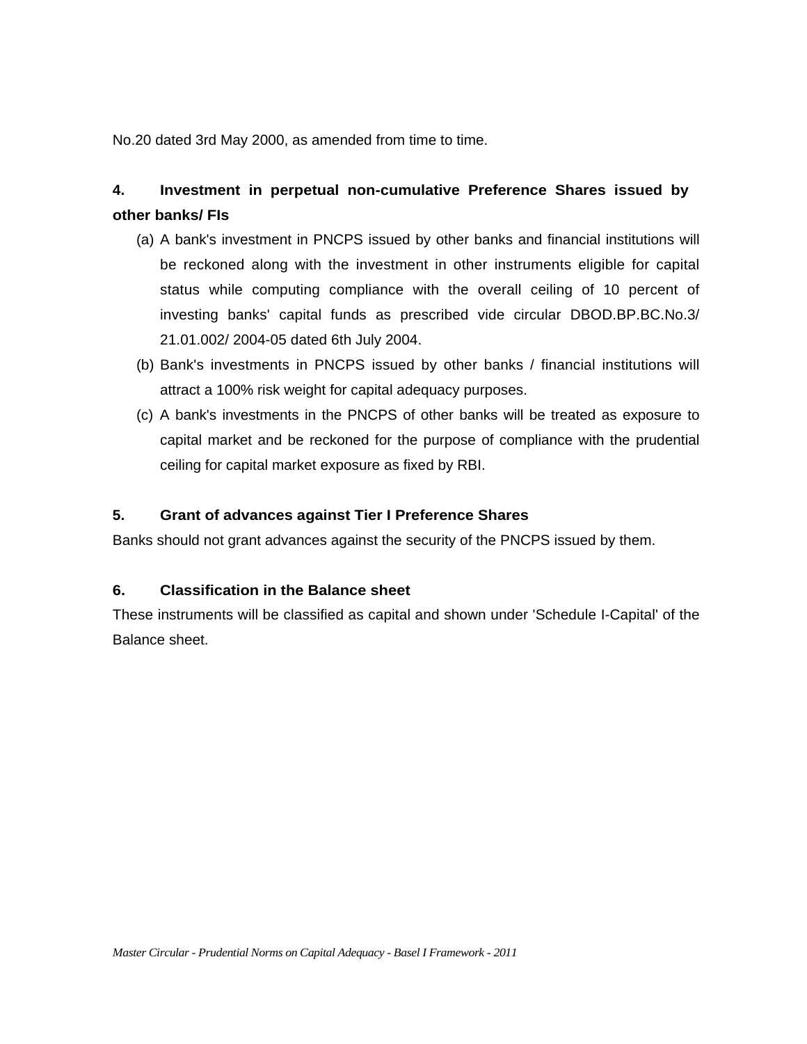No.20 dated 3rd May 2000, as amended from time to time.

**4. Investment in perpetual non-cumulative Preference Shares issued by other banks/ FIs**

(a) A bank's investment in PNCPS issued by other banks and financial institutions will be reckoned along with the investment in other instruments eligible for capital status while computing compliance with the overall ceiling of 10 percent of investing banks' capital funds as prescribed vide circular DBOD.BP.BC.No.3/ 21.01.002/ 2004-05 dated 6th July 2004.

(b) Bank's investments in PNCPS issued by other banks / financial institutions will attract a 100% risk weight for capital adequacy purposes.

(c) A bank's investments in the PNCPS of other banks will be treated as exposure to capital market and be reckoned for the purpose of compliance with the prudential ceiling for capital market exposure as fixed by RBI.

**5. Grant of advances against Tier I Preference Shares**

Banks should not grant advances against the security of the PNCPS issued by them.

**6. Classification in the Balance sheet**

These instruments will be classified as capital and shown under 'Schedule I-Capital' of the Balance sheet.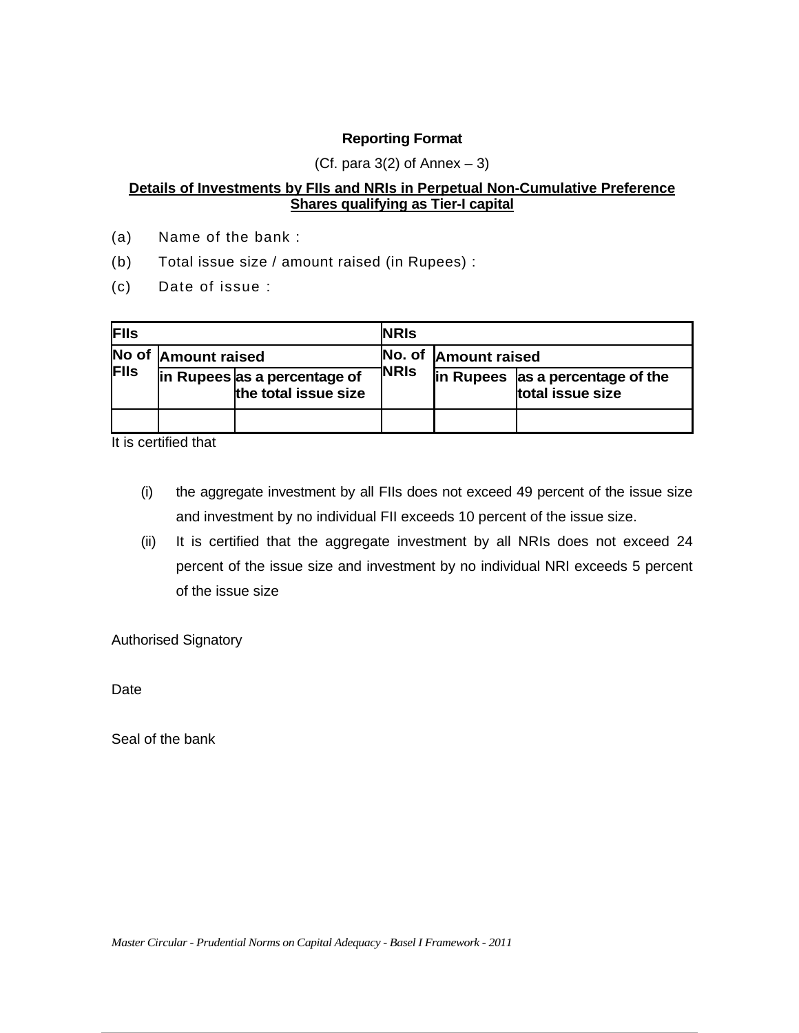**Reporting Format**

(Cf. para 3(2) of Annex – 3)

**Details of Investments by FIIs and NRIs in Perpetual Non-Cumulative Preference Shares qualifying as Tier-I capital**

(a) Name of the bank :

(b) Total issue size / amount raised (in Rupees) :

(c) Date of issue :

| FIIs | | | NRIs | | |
|---|---|---|---|---|---|
| No of FIIs | Amount raised | | No. of NRIs | Amount raised | |
| | in Rupees | as a percentage of the total issue size | | in Rupees | as a percentage of the total issue size |
| | | | | | |

It is certified that

(i) the aggregate investment by all FIIs does not exceed 49 percent of the issue size and investment by no individual FII exceeds 10 percent of the issue size.

(ii) It is certified that the aggregate investment by all NRIs does not exceed 24 percent of the issue size and investment by no individual NRI exceeds 5 percent of the issue size

Authorised Signatory

Date

Seal of the bank